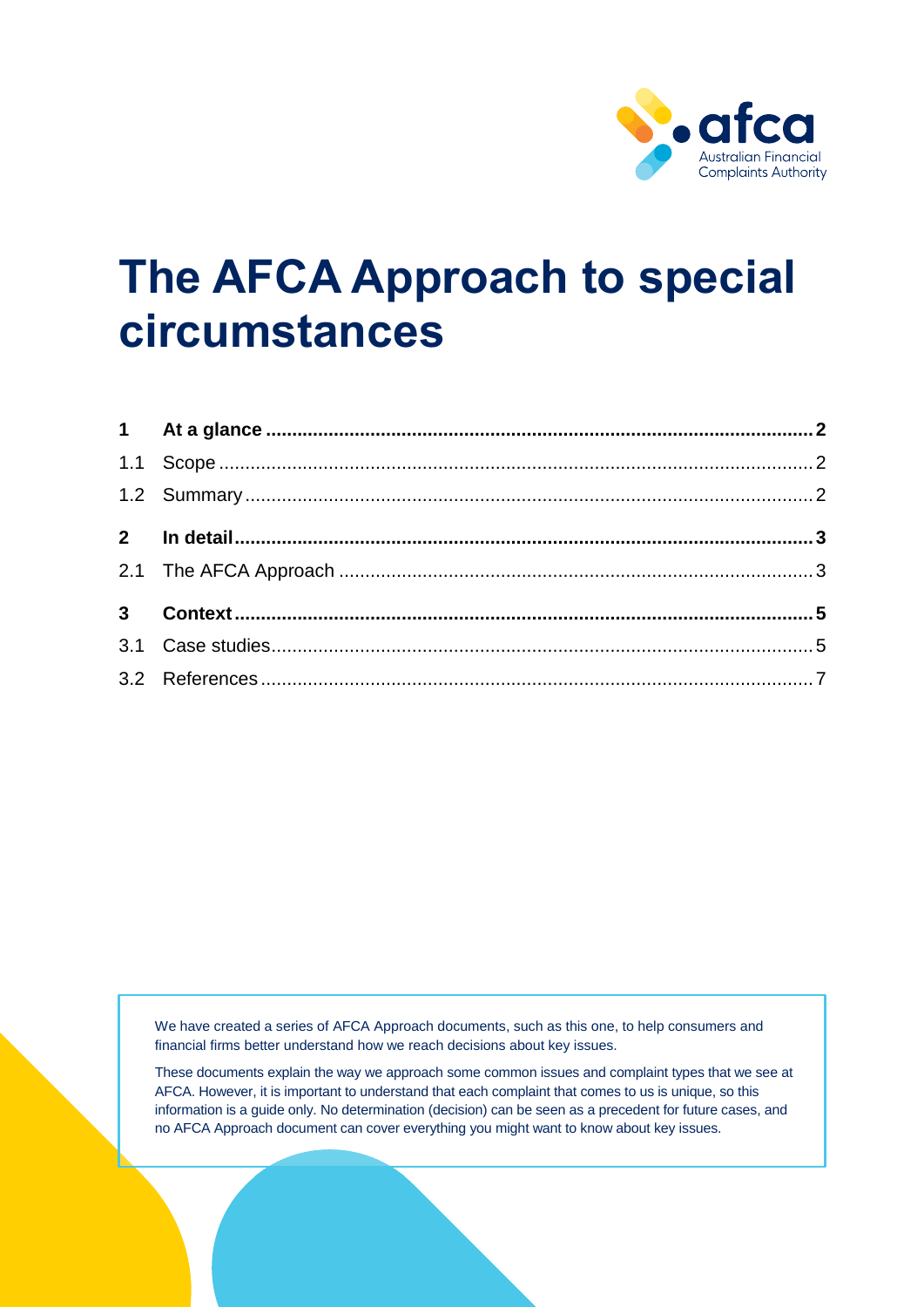# The AFCA Approach to special circumstances

| | | |
|---|---|---|
| **1** | **At a glance** | **2** |
| 1.1 | Scope | 2 |
| 1.2 | Summary | 2 |
| **2** | **In detail** | **3** |
| 2.1 | The AFCA Approach | 3 |
| **3** | **Context** | **5** |
| 3.1 | Case studies | 5 |
| 3.2 | References | 7 |

We have created a series of AFCA Approach documents, such as this one, to help consumers and financial firms better understand how we reach decisions about key issues.

These documents explain the way we approach some common issues and complaint types that we see at AFCA. However, it is important to understand that each complaint that comes to us is unique, so this information is a guide only. No determination (decision) can be seen as a precedent for future cases, and no AFCA Approach document can cover everything you might want to know about key issues.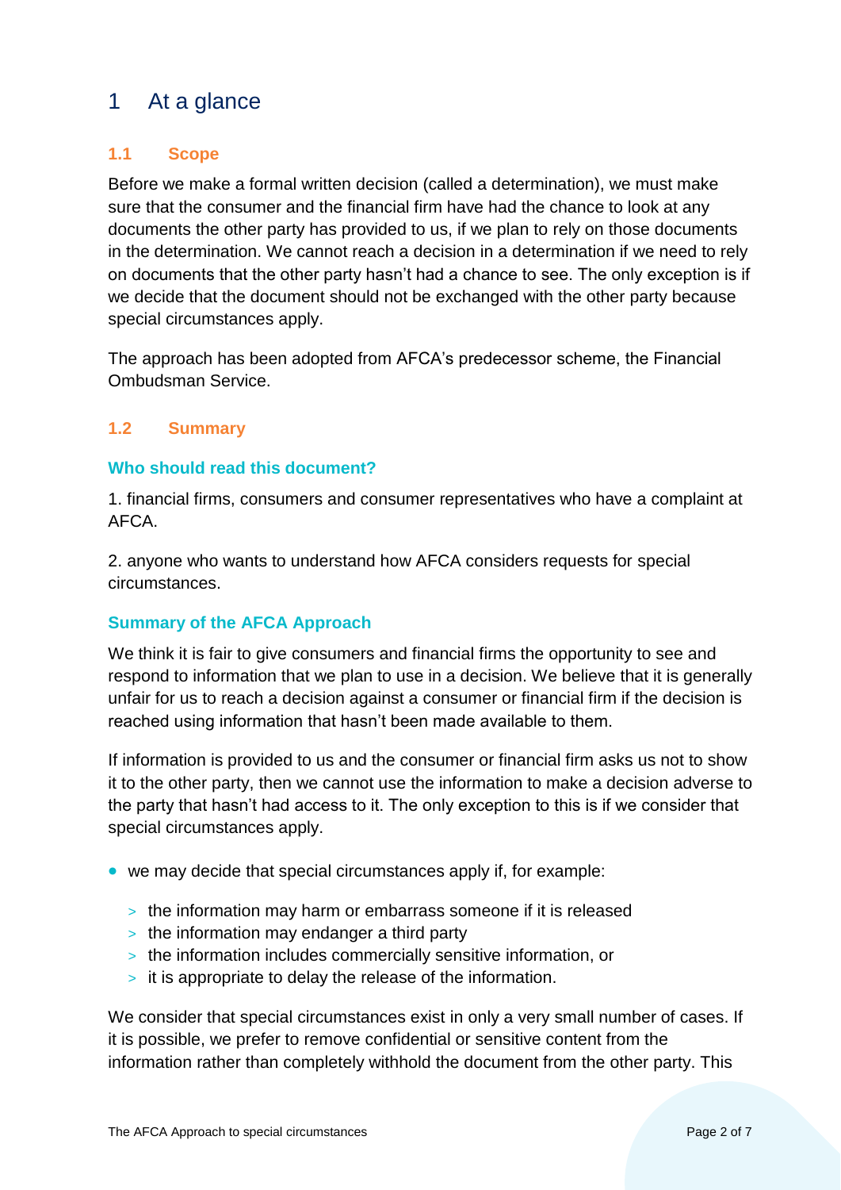# 1 At a glance

## 1.1 Scope

Before we make a formal written decision (called a determination), we must make sure that the consumer and the financial firm have had the chance to look at any documents the other party has provided to us, if we plan to rely on those documents in the determination. We cannot reach a decision in a determination if we need to rely on documents that the other party hasn't had a chance to see. The only exception is if we decide that the document should not be exchanged with the other party because special circumstances apply.

The approach has been adopted from AFCA's predecessor scheme, the Financial Ombudsman Service.

## 1.2 Summary

### Who should read this document?

1. financial firms, consumers and consumer representatives who have a complaint at AFCA.

2. anyone who wants to understand how AFCA considers requests for special circumstances.

### Summary of the AFCA Approach

We think it is fair to give consumers and financial firms the opportunity to see and respond to information that we plan to use in a decision. We believe that it is generally unfair for us to reach a decision against a consumer or financial firm if the decision is reached using information that hasn't been made available to them.

If information is provided to us and the consumer or financial firm asks us not to show it to the other party, then we cannot use the information to make a decision adverse to the party that hasn't had access to it. The only exception to this is if we consider that special circumstances apply.

- we may decide that special circumstances apply if, for example:
  - the information may harm or embarrass someone if it is released
  - the information may endanger a third party
  - the information includes commercially sensitive information, or
  - it is appropriate to delay the release of the information.

We consider that special circumstances exist in only a very small number of cases. If it is possible, we prefer to remove confidential or sensitive content from the information rather than completely withhold the document from the other party. This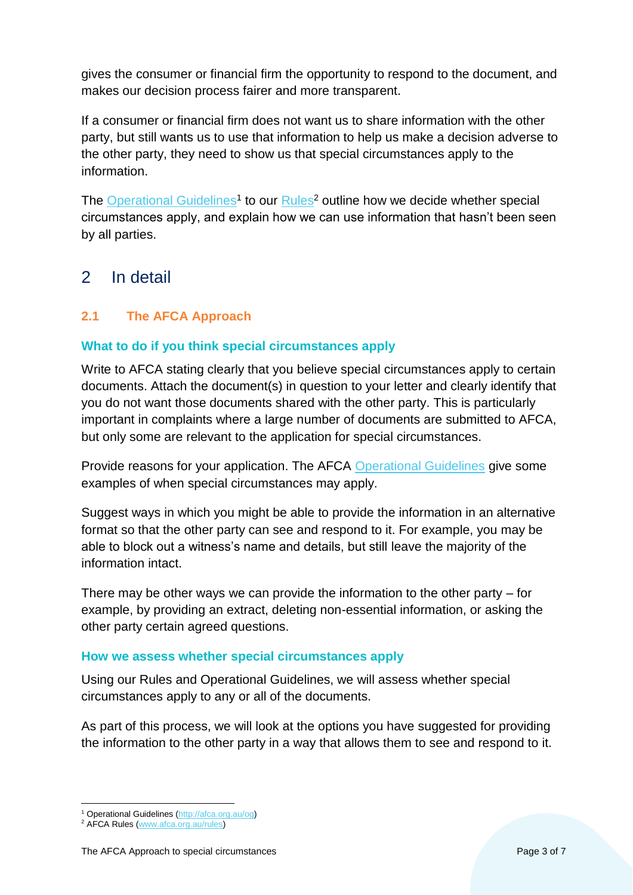gives the consumer or financial firm the opportunity to respond to the document, and makes our decision process fairer and more transparent.

If a consumer or financial firm does not want us to share information with the other party, but still wants us to use that information to help us make a decision adverse to the other party, they need to show us that special circumstances apply to the information.

The Operational Guidelines[1] to our Rules[2] outline how we decide whether special circumstances apply, and explain how we can use information that hasn't been seen by all parties.

# 2 In detail

## 2.1 The AFCA Approach

### What to do if you think special circumstances apply

Write to AFCA stating clearly that you believe special circumstances apply to certain documents. Attach the document(s) in question to your letter and clearly identify that you do not want those documents shared with the other party. This is particularly important in complaints where a large number of documents are submitted to AFCA, but only some are relevant to the application for special circumstances.

Provide reasons for your application. The AFCA Operational Guidelines give some examples of when special circumstances may apply.

Suggest ways in which you might be able to provide the information in an alternative format so that the other party can see and respond to it. For example, you may be able to block out a witness's name and details, but still leave the majority of the information intact.

There may be other ways we can provide the information to the other party – for example, by providing an extract, deleting non-essential information, or asking the other party certain agreed questions.

### How we assess whether special circumstances apply

Using our Rules and Operational Guidelines, we will assess whether special circumstances apply to any or all of the documents.

As part of this process, we will look at the options you have suggested for providing the information to the other party in a way that allows them to see and respond to it.

[1] Operational Guidelines (http://afca.org.au/og)
[2] AFCA Rules (www.afca.org.au/rules)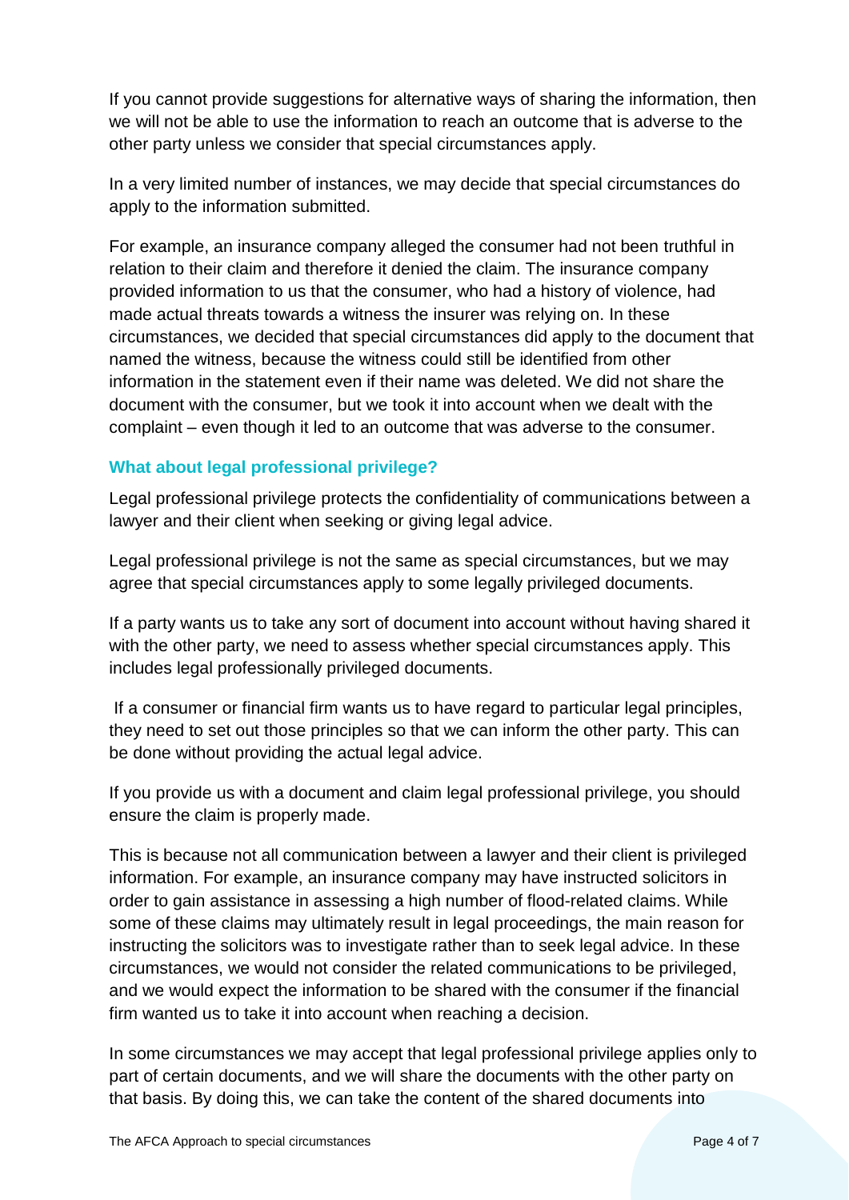If you cannot provide suggestions for alternative ways of sharing the information, then we will not be able to use the information to reach an outcome that is adverse to the other party unless we consider that special circumstances apply.

In a very limited number of instances, we may decide that special circumstances do apply to the information submitted.

For example, an insurance company alleged the consumer had not been truthful in relation to their claim and therefore it denied the claim. The insurance company provided information to us that the consumer, who had a history of violence, had made actual threats towards a witness the insurer was relying on. In these circumstances, we decided that special circumstances did apply to the document that named the witness, because the witness could still be identified from other information in the statement even if their name was deleted. We did not share the document with the consumer, but we took it into account when we dealt with the complaint – even though it led to an outcome that was adverse to the consumer.

### What about legal professional privilege?

Legal professional privilege protects the confidentiality of communications between a lawyer and their client when seeking or giving legal advice.

Legal professional privilege is not the same as special circumstances, but we may agree that special circumstances apply to some legally privileged documents.

If a party wants us to take any sort of document into account without having shared it with the other party, we need to assess whether special circumstances apply. This includes legal professionally privileged documents.

If a consumer or financial firm wants us to have regard to particular legal principles, they need to set out those principles so that we can inform the other party. This can be done without providing the actual legal advice.

If you provide us with a document and claim legal professional privilege, you should ensure the claim is properly made.

This is because not all communication between a lawyer and their client is privileged information. For example, an insurance company may have instructed solicitors in order to gain assistance in assessing a high number of flood-related claims. While some of these claims may ultimately result in legal proceedings, the main reason for instructing the solicitors was to investigate rather than to seek legal advice. In these circumstances, we would not consider the related communications to be privileged, and we would expect the information to be shared with the consumer if the financial firm wanted us to take it into account when reaching a decision.

In some circumstances we may accept that legal professional privilege applies only to part of certain documents, and we will share the documents with the other party on that basis. By doing this, we can take the content of the shared documents into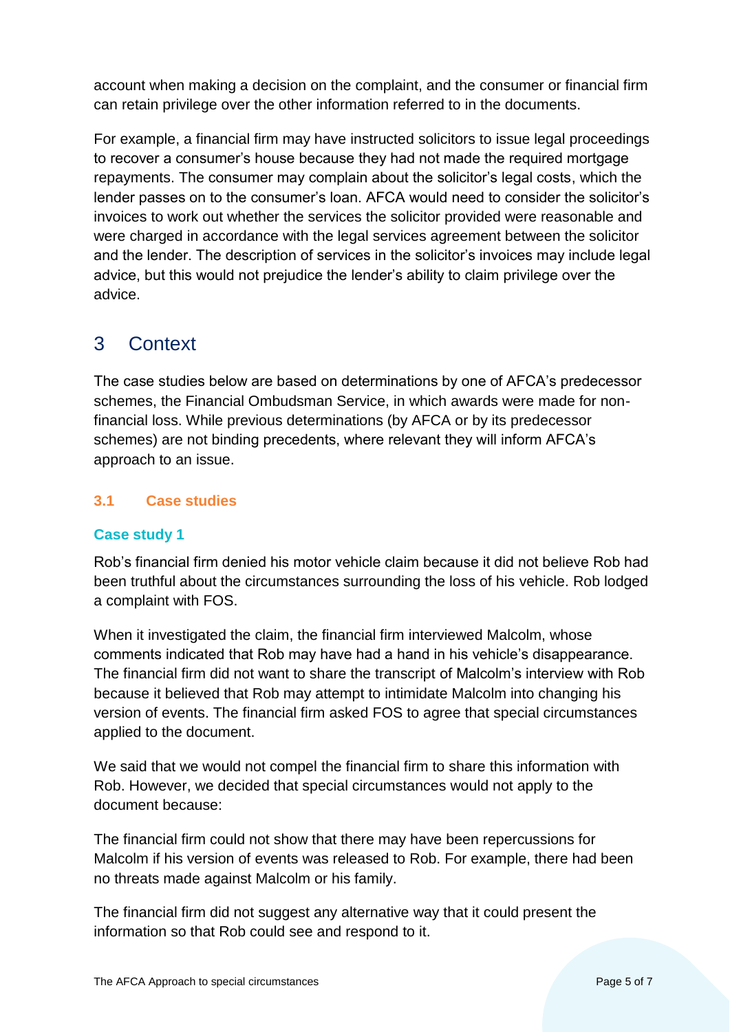account when making a decision on the complaint, and the consumer or financial firm can retain privilege over the other information referred to in the documents.

For example, a financial firm may have instructed solicitors to issue legal proceedings to recover a consumer's house because they had not made the required mortgage repayments. The consumer may complain about the solicitor's legal costs, which the lender passes on to the consumer's loan. AFCA would need to consider the solicitor's invoices to work out whether the services the solicitor provided were reasonable and were charged in accordance with the legal services agreement between the solicitor and the lender. The description of services in the solicitor's invoices may include legal advice, but this would not prejudice the lender's ability to claim privilege over the advice.

# 3 Context

The case studies below are based on determinations by one of AFCA's predecessor schemes, the Financial Ombudsman Service, in which awards were made for non-financial loss. While previous determinations (by AFCA or by its predecessor schemes) are not binding precedents, where relevant they will inform AFCA's approach to an issue.

## 3.1 Case studies

### Case study 1

Rob's financial firm denied his motor vehicle claim because it did not believe Rob had been truthful about the circumstances surrounding the loss of his vehicle. Rob lodged a complaint with FOS.

When it investigated the claim, the financial firm interviewed Malcolm, whose comments indicated that Rob may have had a hand in his vehicle's disappearance. The financial firm did not want to share the transcript of Malcolm's interview with Rob because it believed that Rob may attempt to intimidate Malcolm into changing his version of events. The financial firm asked FOS to agree that special circumstances applied to the document.

We said that we would not compel the financial firm to share this information with Rob. However, we decided that special circumstances would not apply to the document because:

The financial firm could not show that there may have been repercussions for Malcolm if his version of events was released to Rob. For example, there had been no threats made against Malcolm or his family.

The financial firm did not suggest any alternative way that it could present the information so that Rob could see and respond to it.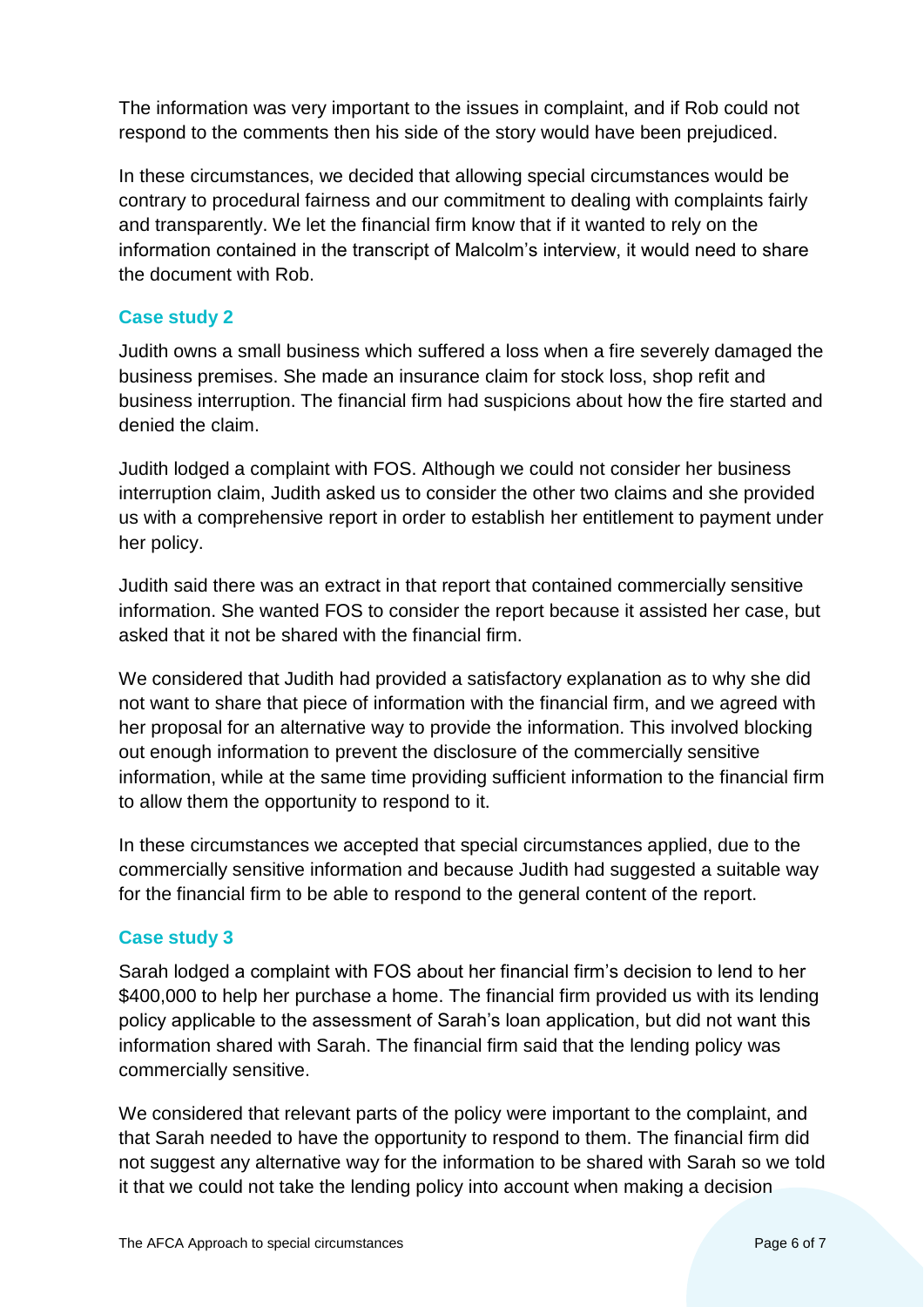The information was very important to the issues in complaint, and if Rob could not respond to the comments then his side of the story would have been prejudiced.

In these circumstances, we decided that allowing special circumstances would be contrary to procedural fairness and our commitment to dealing with complaints fairly and transparently. We let the financial firm know that if it wanted to rely on the information contained in the transcript of Malcolm's interview, it would need to share the document with Rob.

### Case study 2

Judith owns a small business which suffered a loss when a fire severely damaged the business premises. She made an insurance claim for stock loss, shop refit and business interruption. The financial firm had suspicions about how the fire started and denied the claim.

Judith lodged a complaint with FOS. Although we could not consider her business interruption claim, Judith asked us to consider the other two claims and she provided us with a comprehensive report in order to establish her entitlement to payment under her policy.

Judith said there was an extract in that report that contained commercially sensitive information. She wanted FOS to consider the report because it assisted her case, but asked that it not be shared with the financial firm.

We considered that Judith had provided a satisfactory explanation as to why she did not want to share that piece of information with the financial firm, and we agreed with her proposal for an alternative way to provide the information. This involved blocking out enough information to prevent the disclosure of the commercially sensitive information, while at the same time providing sufficient information to the financial firm to allow them the opportunity to respond to it.

In these circumstances we accepted that special circumstances applied, due to the commercially sensitive information and because Judith had suggested a suitable way for the financial firm to be able to respond to the general content of the report.

### Case study 3

Sarah lodged a complaint with FOS about her financial firm's decision to lend to her $400,000 to help her purchase a home. The financial firm provided us with its lending policy applicable to the assessment of Sarah's loan application, but did not want this information shared with Sarah. The financial firm said that the lending policy was commercially sensitive.

We considered that relevant parts of the policy were important to the complaint, and that Sarah needed to have the opportunity to respond to them. The financial firm did not suggest any alternative way for the information to be shared with Sarah so we told it that we could not take the lending policy into account when making a decision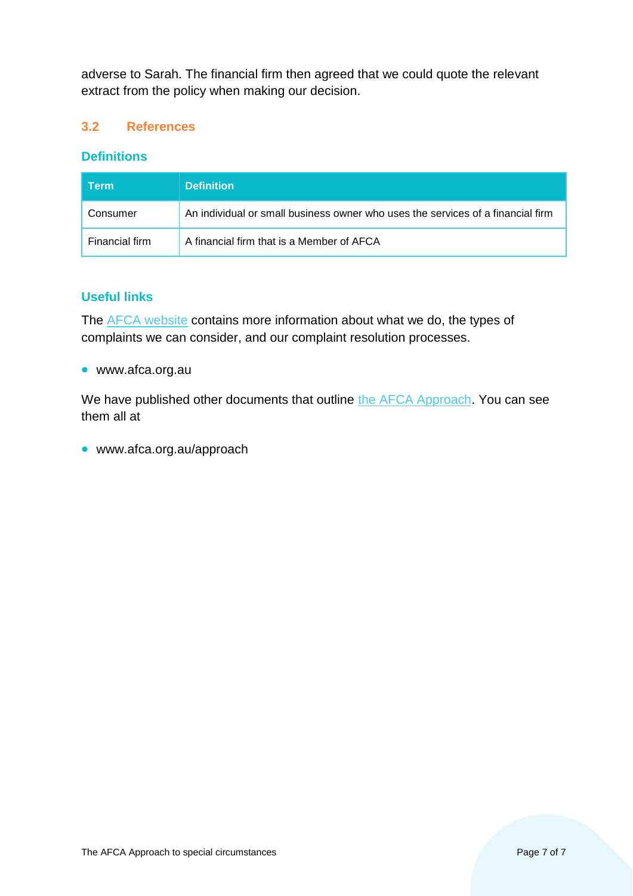adverse to Sarah. The financial firm then agreed that we could quote the relevant extract from the policy when making our decision.

## 3.2 References

### Definitions

| Term | Definition |
|---|---|
| Consumer | An individual or small business owner who uses the services of a financial firm |
| Financial firm | A financial firm that is a Member of AFCA |

### Useful links

The AFCA website contains more information about what we do, the types of complaints we can consider, and our complaint resolution processes.

- www.afca.org.au

We have published other documents that outline the AFCA Approach. You can see them all at

- www.afca.org.au/approach